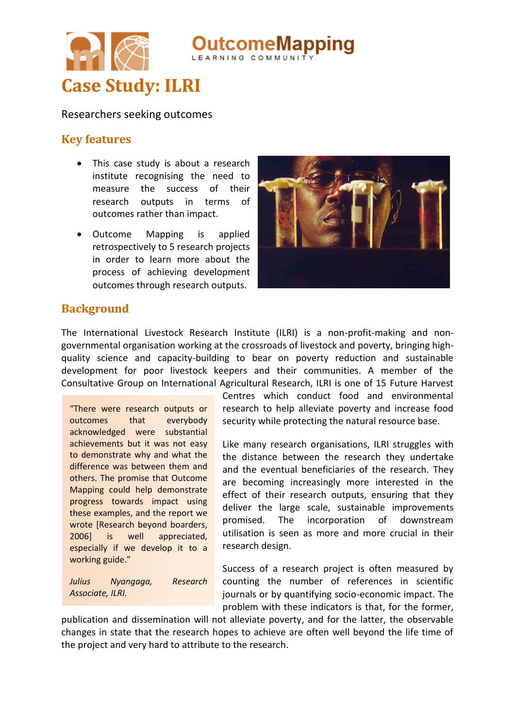OutcomeMapping

LEARNING COMMUNITY

# Case Study: ILRI

Researchers seeking outcomes

## Key features

- This case study is about a research institute recognising the need to measure the success of their research outputs in terms of outcomes rather than impact.
- Outcome Mapping is applied retrospectively to 5 research projects in order to learn more about the process of achieving development outcomes through research outputs.

## Background

The International Livestock Research Institute (ILRI) is a non-profit-making and non-governmental organisation working at the crossroads of livestock and poverty, bringing high-quality science and capacity-building to bear on poverty reduction and sustainable development for poor livestock keepers and their communities. A member of the Consultative Group on International Agricultural Research, ILRI is one of 15 Future Harvest Centres which conduct food and environmental research to help alleviate poverty and increase food security while protecting the natural resource base.

> "There were research outputs or outcomes that everybody acknowledged were substantial achievements but it was not easy to demonstrate why and what the difference was between them and others. The promise that Outcome Mapping could help demonstrate progress towards impact using these examples, and the report we wrote [Research beyond boarders, 2006] is well appreciated, especially if we develop it to a working guide."
>
> *Julius Nyangaga, Research Associate, ILRI.*

Like many research organisations, ILRI struggles with the distance between the research they undertake and the eventual beneficiaries of the research. They are becoming increasingly more interested in the effect of their research outputs, ensuring that they deliver the large scale, sustainable improvements promised. The incorporation of downstream utilisation is seen as more and more crucial in their research design.

Success of a research project is often measured by counting the number of references in scientific journals or by quantifying socio-economic impact. The problem with these indicators is that, for the former, publication and dissemination will not alleviate poverty, and for the latter, the observable changes in state that the research hopes to achieve are often well beyond the life time of the project and very hard to attribute to the research.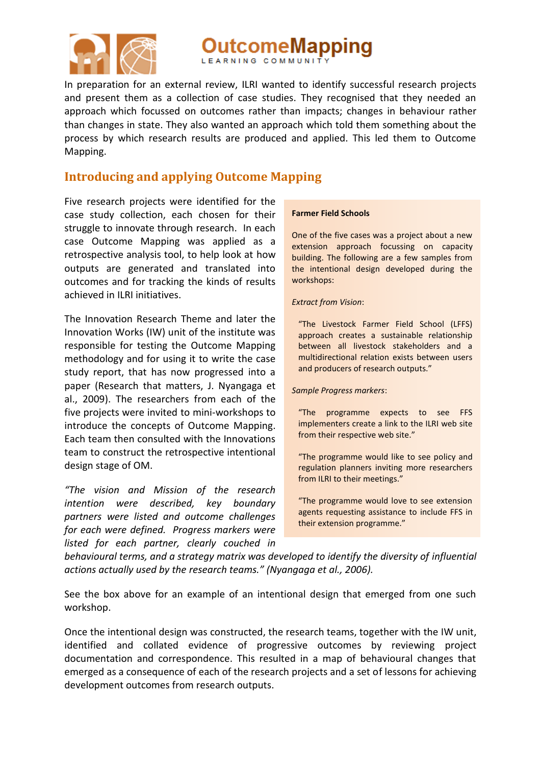In preparation for an external review, ILRI wanted to identify successful research projects and present them as a collection of case studies. They recognised that they needed an approach which focussed on outcomes rather than impacts; changes in behaviour rather than changes in state. They also wanted an approach which told them something about the process by which research results are produced and applied. This led them to Outcome Mapping.

## Introducing and applying Outcome Mapping

Five research projects were identified for the case study collection, each chosen for their struggle to innovate through research. In each case Outcome Mapping was applied as a retrospective analysis tool, to help look at how outputs are generated and translated into outcomes and for tracking the kinds of results achieved in ILRI initiatives.

The Innovation Research Theme and later the Innovation Works (IW) unit of the institute was responsible for testing the Outcome Mapping methodology and for using it to write the case study report, that has now progressed into a paper (Research that matters, J. Nyangaga et al., 2009). The researchers from each of the five projects were invited to mini-workshops to introduce the concepts of Outcome Mapping. Each team then consulted with the Innovations team to construct the retrospective intentional design stage of OM.

*"The vision and Mission of the research intention were described, key boundary partners were listed and outcome challenges for each were defined. Progress markers were listed for each partner, clearly couched in behavioural terms, and a strategy matrix was developed to identify the diversity of influential actions actually used by the research teams." (Nyangaga et al., 2006).*

> **Farmer Field Schools**
>
> One of the five cases was a project about a new extension approach focussing on capacity building. The following are a few samples from the intentional design developed during the workshops:
>
> *Extract from Vision*:
>
> "The Livestock Farmer Field School (LFFS) approach creates a sustainable relationship between all livestock stakeholders and a multidirectional relation exists between users and producers of research outputs."
>
> *Sample Progress markers*:
>
> "The programme expects to see FFS implementers create a link to the ILRI web site from their respective web site."
>
> "The programme would like to see policy and regulation planners inviting more researchers from ILRI to their meetings."
>
> "The programme would love to see extension agents requesting assistance to include FFS in their extension programme."

See the box above for an example of an intentional design that emerged from one such workshop.

Once the intentional design was constructed, the research teams, together with the IW unit, identified and collated evidence of progressive outcomes by reviewing project documentation and correspondence. This resulted in a map of behavioural changes that emerged as a consequence of each of the research projects and a set of lessons for achieving development outcomes from research outputs.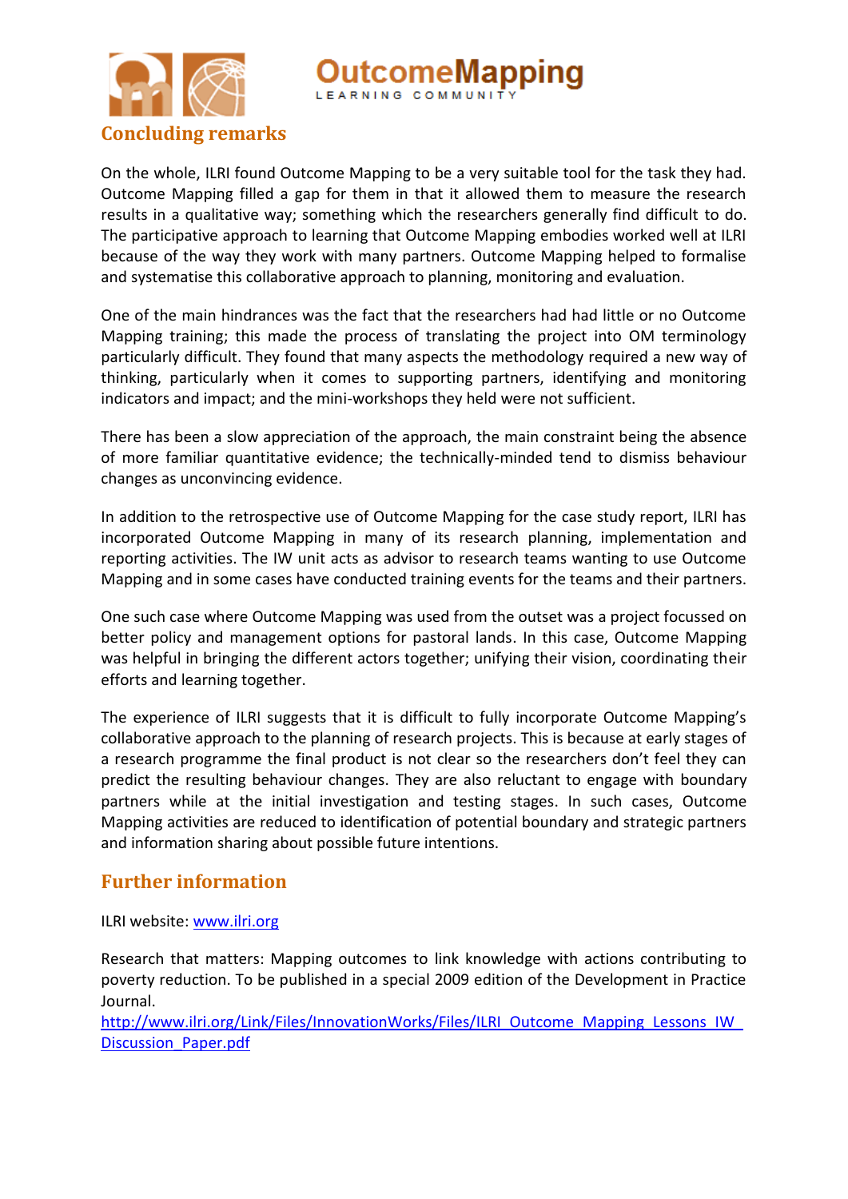## Concluding remarks

On the whole, ILRI found Outcome Mapping to be a very suitable tool for the task they had. Outcome Mapping filled a gap for them in that it allowed them to measure the research results in a qualitative way; something which the researchers generally find difficult to do. The participative approach to learning that Outcome Mapping embodies worked well at ILRI because of the way they work with many partners. Outcome Mapping helped to formalise and systematise this collaborative approach to planning, monitoring and evaluation.

One of the main hindrances was the fact that the researchers had had little or no Outcome Mapping training; this made the process of translating the project into OM terminology particularly difficult. They found that many aspects the methodology required a new way of thinking, particularly when it comes to supporting partners, identifying and monitoring indicators and impact; and the mini-workshops they held were not sufficient.

There has been a slow appreciation of the approach, the main constraint being the absence of more familiar quantitative evidence; the technically-minded tend to dismiss behaviour changes as unconvincing evidence.

In addition to the retrospective use of Outcome Mapping for the case study report, ILRI has incorporated Outcome Mapping in many of its research planning, implementation and reporting activities. The IW unit acts as advisor to research teams wanting to use Outcome Mapping and in some cases have conducted training events for the teams and their partners.

One such case where Outcome Mapping was used from the outset was a project focussed on better policy and management options for pastoral lands. In this case, Outcome Mapping was helpful in bringing the different actors together; unifying their vision, coordinating their efforts and learning together.

The experience of ILRI suggests that it is difficult to fully incorporate Outcome Mapping's collaborative approach to the planning of research projects. This is because at early stages of a research programme the final product is not clear so the researchers don't feel they can predict the resulting behaviour changes. They are also reluctant to engage with boundary partners while at the initial investigation and testing stages. In such cases, Outcome Mapping activities are reduced to identification of potential boundary and strategic partners and information sharing about possible future intentions.

## Further information

ILRI website: www.ilri.org

Research that matters: Mapping outcomes to link knowledge with actions contributing to poverty reduction. To be published in a special 2009 edition of the Development in Practice Journal.
http://www.ilri.org/Link/Files/InnovationWorks/Files/ILRI_Outcome_Mapping_Lessons_IW_Discussion_Paper.pdf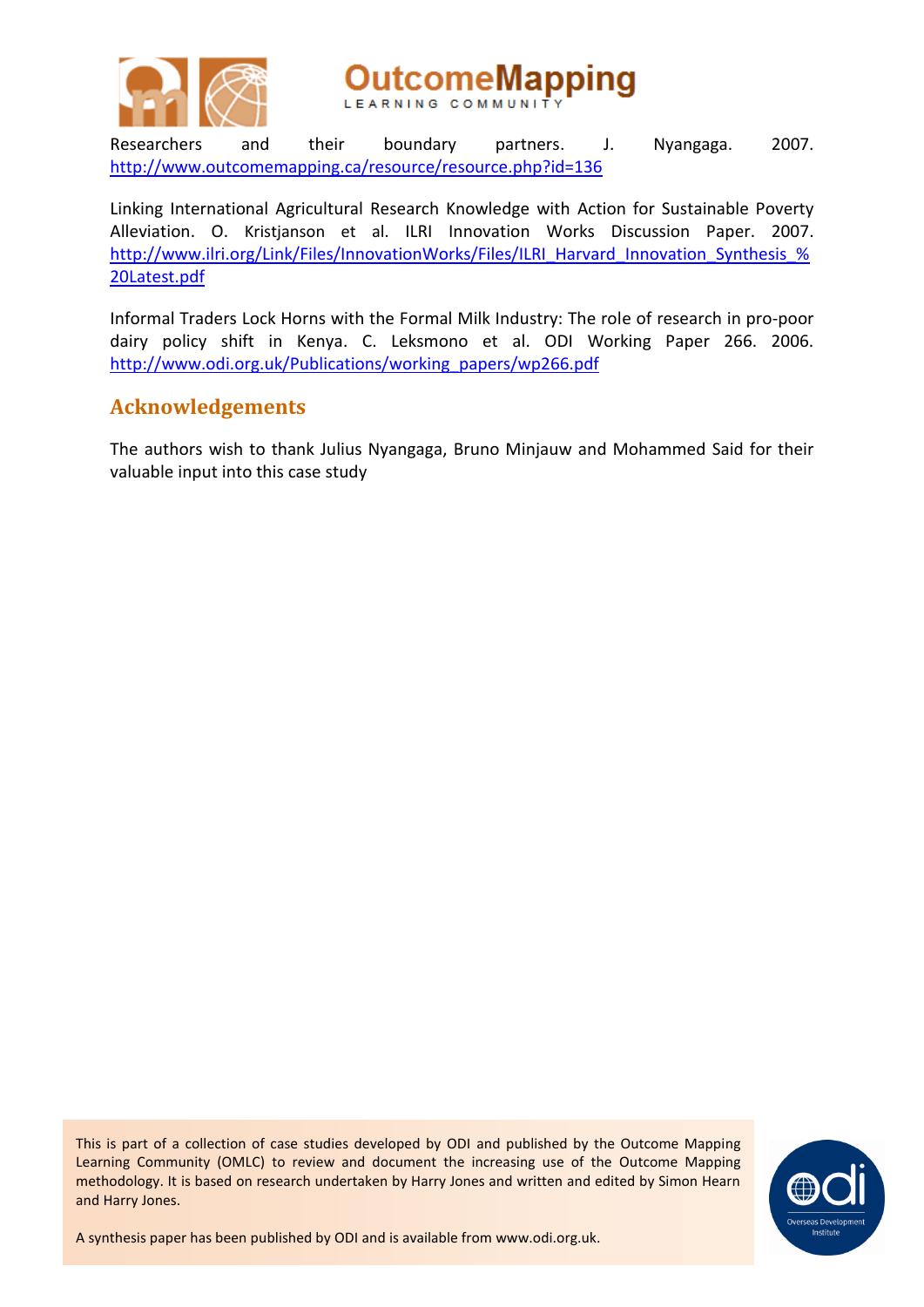Researchers and their boundary partners. J. Nyangaga. 2007. http://www.outcomemapping.ca/resource/resource.php?id=136

Linking International Agricultural Research Knowledge with Action for Sustainable Poverty Alleviation. O. Kristjanson et al. ILRI Innovation Works Discussion Paper. 2007. http://www.ilri.org/Link/Files/InnovationWorks/Files/ILRI_Harvard_Innovation_Synthesis_%20Latest.pdf

Informal Traders Lock Horns with the Formal Milk Industry: The role of research in pro-poor dairy policy shift in Kenya. C. Leksmono et al. ODI Working Paper 266. 2006. http://www.odi.org.uk/Publications/working_papers/wp266.pdf

## Acknowledgements

The authors wish to thank Julius Nyangaga, Bruno Minjauw and Mohammed Said for their valuable input into this case study

This is part of a collection of case studies developed by ODI and published by the Outcome Mapping Learning Community (OMLC) to review and document the increasing use of the Outcome Mapping methodology. It is based on research undertaken by Harry Jones and written and edited by Simon Hearn and Harry Jones.

A synthesis paper has been published by ODI and is available from www.odi.org.uk.